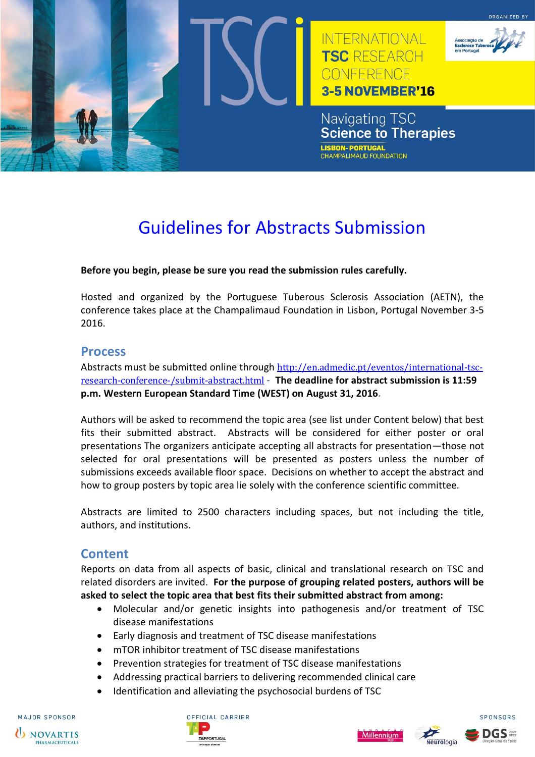TSCi

INTERNATIONAL **TSC** RESEARCH CONFERENCE

**3-5 NOVEMBER'16**

ORGANIZED BY

Associação de Esclerose Tuberosa em Portugal

Navigating TSC
**Science to Therapies**

**LISBON- PORTUGAL**
CHAMPALIMAUD FOUNDATION

# Guidelines for Abstracts Submission

**Before you begin, please be sure you read the submission rules carefully.**

Hosted and organized by the Portuguese Tuberous Sclerosis Association (AETN), the conference takes place at the Champalimaud Foundation in Lisbon, Portugal November 3-5 2016.

## Process

Abstracts must be submitted online through http://en.admedic.pt/eventos/international-tsc-research-conference-/submit-abstract.html - **The deadline for abstract submission is 11:59 p.m. Western European Standard Time (WEST) on August 31, 2016.**

Authors will be asked to recommend the topic area (see list under Content below) that best fits their submitted abstract. Abstracts will be considered for either poster or oral presentations The organizers anticipate accepting all abstracts for presentation—those not selected for oral presentations will be presented as posters unless the number of submissions exceeds available floor space. Decisions on whether to accept the abstract and how to group posters by topic area lie solely with the conference scientific committee.

Abstracts are limited to 2500 characters including spaces, but not including the title, authors, and institutions.

## Content

Reports on data from all aspects of basic, clinical and translational research on TSC and related disorders are invited. **For the purpose of grouping related posters, authors will be asked to select the topic area that best fits their submitted abstract from among:**

- Molecular and/or genetic insights into pathogenesis and/or treatment of TSC disease manifestations
- Early diagnosis and treatment of TSC disease manifestations
- mTOR inhibitor treatment of TSC disease manifestations
- Prevention strategies for treatment of TSC disease manifestations
- Addressing practical barriers to delivering recommended clinical care
- Identification and alleviating the psychosocial burdens of TSC

MAJOR SPONSOR: NOVARTIS PHARMACEUTICALS

OFFICIAL CARRIER: TAP PORTUGAL

SPONSORS: Fundação Millennium bcp, Neurologia, DGS Direção-Geral da Saúde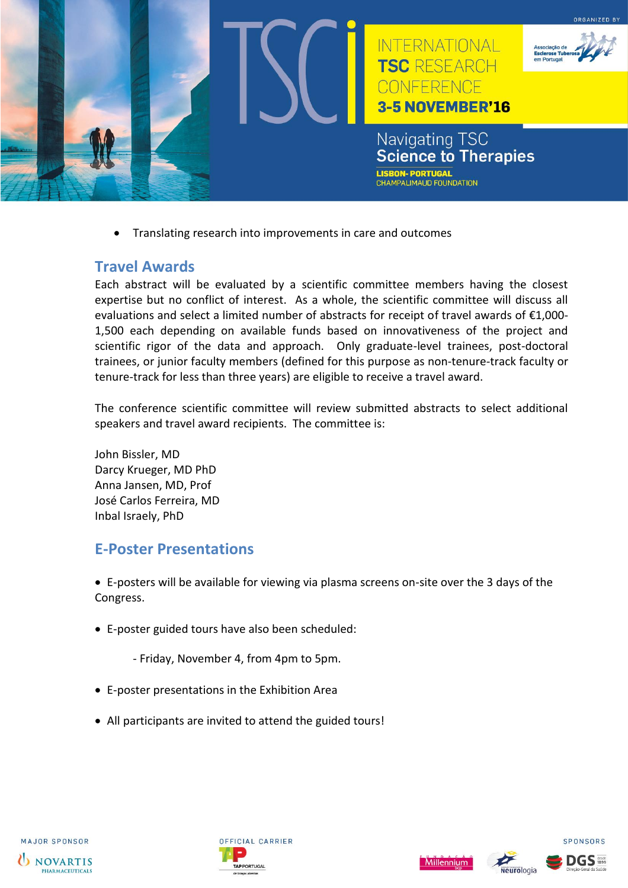- Translating research into improvements in care and outcomes

## Travel Awards

Each abstract will be evaluated by a scientific committee members having the closest expertise but no conflict of interest. As a whole, the scientific committee will discuss all evaluations and select a limited number of abstracts for receipt of travel awards of €1,000-1,500 each depending on available funds based on innovativeness of the project and scientific rigor of the data and approach. Only graduate-level trainees, post-doctoral trainees, or junior faculty members (defined for this purpose as non-tenure-track faculty or tenure-track for less than three years) are eligible to receive a travel award.

The conference scientific committee will review submitted abstracts to select additional speakers and travel award recipients. The committee is:

John Bissler, MD
Darcy Krueger, MD PhD
Anna Jansen, MD, Prof
José Carlos Ferreira, MD
Inbal Israely, PhD

## E-Poster Presentations

- E-posters will be available for viewing via plasma screens on-site over the 3 days of the Congress.
- E-poster guided tours have also been scheduled:

  - Friday, November 4, from 4pm to 5pm.

- E-poster presentations in the Exhibition Area
- All participants are invited to attend the guided tours!